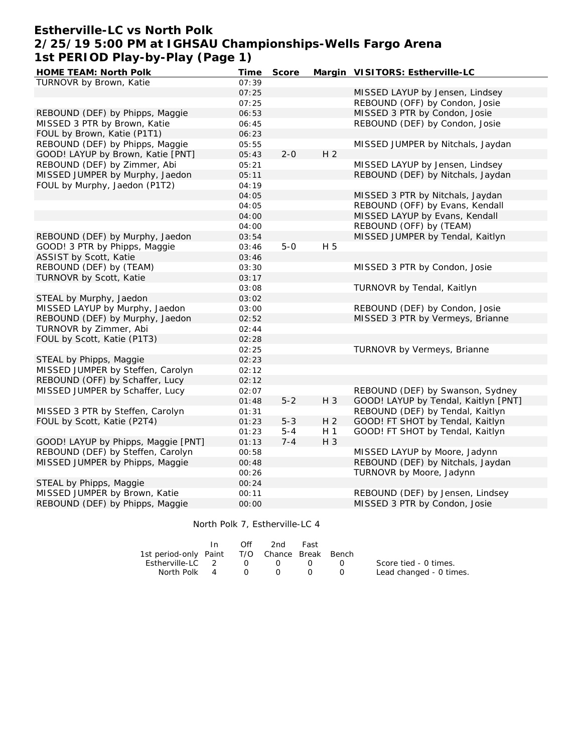# Estherville-LC vs North Polk
## 2/25/19 5:00 PM at IGHSAU Championships-Wells Fargo Arena
## 1st PERIOD Play-by-Play (Page 1)

| HOME TEAM: North Polk | Time | Score | Margin | VISITORS: Estherville-LC |
|---|---|---|---|---|
| TURNOVR by Brown, Katie | 07:39 | | | |
| | 07:25 | | | MISSED LAYUP by Jensen, Lindsey |
| | 07:25 | | | REBOUND (OFF) by Condon, Josie |
| REBOUND (DEF) by Phipps, Maggie | 06:53 | | | MISSED 3 PTR by Condon, Josie |
| MISSED 3 PTR by Brown, Katie | 06:45 | | | REBOUND (DEF) by Condon, Josie |
| FOUL by Brown, Katie (P1T1) | 06:23 | | | |
| REBOUND (DEF) by Phipps, Maggie | 05:55 | | | MISSED JUMPER by Nitchals, Jaydan |
| GOOD! LAYUP by Brown, Katie [PNT] | 05:43 | 2-0 | H 2 | |
| REBOUND (DEF) by Zimmer, Abi | 05:21 | | | MISSED LAYUP by Jensen, Lindsey |
| MISSED JUMPER by Murphy, Jaedon | 05:11 | | | REBOUND (DEF) by Nitchals, Jaydan |
| FOUL by Murphy, Jaedon (P1T2) | 04:19 | | | |
| | 04:05 | | | MISSED 3 PTR by Nitchals, Jaydan |
| | 04:05 | | | REBOUND (OFF) by Evans, Kendall |
| | 04:00 | | | MISSED LAYUP by Evans, Kendall |
| | 04:00 | | | REBOUND (OFF) by (TEAM) |
| REBOUND (DEF) by Murphy, Jaedon | 03:54 | | | MISSED JUMPER by Tendal, Kaitlyn |
| GOOD! 3 PTR by Phipps, Maggie | 03:46 | 5-0 | H 5 | |
| ASSIST by Scott, Katie | 03:46 | | | |
| REBOUND (DEF) by (TEAM) | 03:30 | | | MISSED 3 PTR by Condon, Josie |
| TURNOVR by Scott, Katie | 03:17 | | | |
| | 03:08 | | | TURNOVR by Tendal, Kaitlyn |
| STEAL by Murphy, Jaedon | 03:02 | | | |
| MISSED LAYUP by Murphy, Jaedon | 03:00 | | | REBOUND (DEF) by Condon, Josie |
| REBOUND (DEF) by Murphy, Jaedon | 02:52 | | | MISSED 3 PTR by Vermeys, Brianne |
| TURNOVR by Zimmer, Abi | 02:44 | | | |
| FOUL by Scott, Katie (P1T3) | 02:28 | | | |
| | 02:25 | | | TURNOVR by Vermeys, Brianne |
| STEAL by Phipps, Maggie | 02:23 | | | |
| MISSED JUMPER by Steffen, Carolyn | 02:12 | | | |
| REBOUND (OFF) by Schaffer, Lucy | 02:12 | | | |
| MISSED JUMPER by Schaffer, Lucy | 02:07 | | | REBOUND (DEF) by Swanson, Sydney |
| | 01:48 | 5-2 | H 3 | GOOD! LAYUP by Tendal, Kaitlyn [PNT] |
| MISSED 3 PTR by Steffen, Carolyn | 01:31 | | | REBOUND (DEF) by Tendal, Kaitlyn |
| FOUL by Scott, Katie (P2T4) | 01:23 | 5-3 | H 2 | GOOD! FT SHOT by Tendal, Kaitlyn |
| | 01:23 | 5-4 | H 1 | GOOD! FT SHOT by Tendal, Kaitlyn |
| GOOD! LAYUP by Phipps, Maggie [PNT] | 01:13 | 7-4 | H 3 | |
| REBOUND (DEF) by Steffen, Carolyn | 00:58 | | | MISSED LAYUP by Moore, Jadynn |
| MISSED JUMPER by Phipps, Maggie | 00:48 | | | REBOUND (DEF) by Nitchals, Jaydan |
| | 00:26 | | | TURNOVR by Moore, Jadynn |
| STEAL by Phipps, Maggie | 00:24 | | | |
| MISSED JUMPER by Brown, Katie | 00:11 | | | REBOUND (DEF) by Jensen, Lindsey |
| REBOUND (DEF) by Phipps, Maggie | 00:00 | | | MISSED 3 PTR by Condon, Josie |

North Polk 7, Estherville-LC 4

| 1st period-only | In Paint | Off T/O | 2nd Chance | Fast Break | Bench |
|---|---|---|---|---|---|
| Estherville-LC | 2 | 0 | 0 | 0 | 0 |
| North Polk | 4 | 0 | 0 | 0 | 0 |

Score tied - 0 times.
Lead changed - 0 times.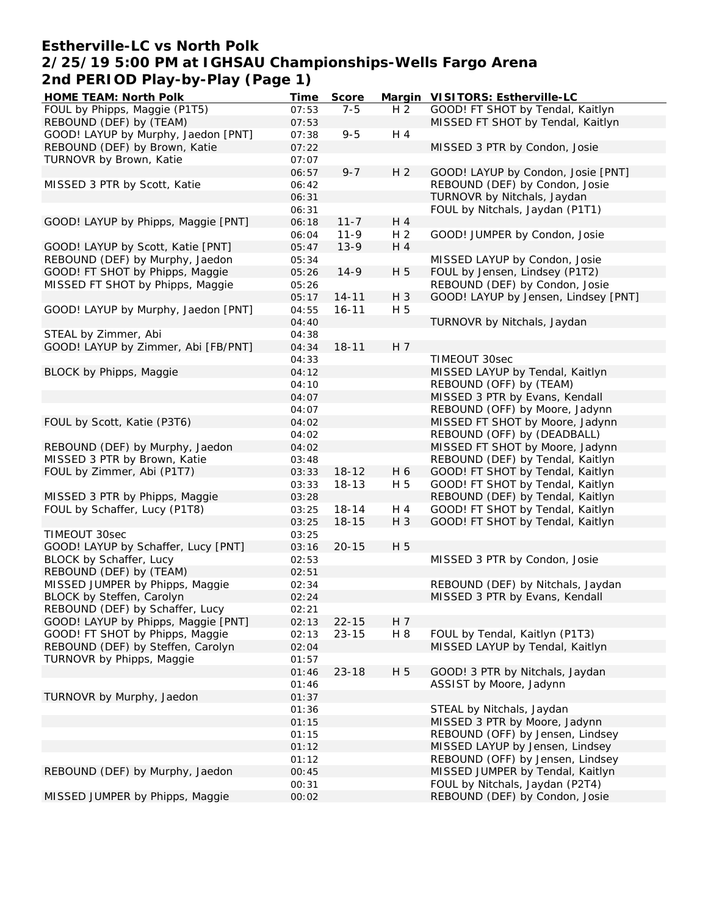# Estherville-LC vs North Polk
## 2/25/19 5:00 PM at IGHSAU Championships-Wells Fargo Arena
## 2nd PERIOD Play-by-Play (Page 1)

| HOME TEAM: North Polk | Time | Score | Margin | VISITORS: Estherville-LC |
|---|---|---|---|---|
| FOUL by Phipps, Maggie (P1T5) | 07:53 | 7-5 | H 2 | GOOD! FT SHOT by Tendal, Kaitlyn |
| REBOUND (DEF) by (TEAM) | 07:53 | | | MISSED FT SHOT by Tendal, Kaitlyn |
| GOOD! LAYUP by Murphy, Jaedon [PNT] | 07:38 | 9-5 | H 4 | |
| REBOUND (DEF) by Brown, Katie | 07:22 | | | MISSED 3 PTR by Condon, Josie |
| TURNOVR by Brown, Katie | 07:07 | | | |
| | 06:57 | 9-7 | H 2 | GOOD! LAYUP by Condon, Josie [PNT] |
| MISSED 3 PTR by Scott, Katie | 06:42 | | | REBOUND (DEF) by Condon, Josie |
| | 06:31 | | | TURNOVR by Nitchals, Jaydan |
| | 06:31 | | | FOUL by Nitchals, Jaydan (P1T1) |
| GOOD! LAYUP by Phipps, Maggie [PNT] | 06:18 | 11-7 | H 4 | |
| | 06:04 | 11-9 | H 2 | GOOD! JUMPER by Condon, Josie |
| GOOD! LAYUP by Scott, Katie [PNT] | 05:47 | 13-9 | H 4 | |
| REBOUND (DEF) by Murphy, Jaedon | 05:34 | | | MISSED LAYUP by Condon, Josie |
| GOOD! FT SHOT by Phipps, Maggie | 05:26 | 14-9 | H 5 | FOUL by Jensen, Lindsey (P1T2) |
| MISSED FT SHOT by Phipps, Maggie | 05:26 | | | REBOUND (DEF) by Condon, Josie |
| | 05:17 | 14-11 | H 3 | GOOD! LAYUP by Jensen, Lindsey [PNT] |
| GOOD! LAYUP by Murphy, Jaedon [PNT] | 04:55 | 16-11 | H 5 | |
| | 04:40 | | | TURNOVR by Nitchals, Jaydan |
| STEAL by Zimmer, Abi | 04:38 | | | |
| GOOD! LAYUP by Zimmer, Abi [FB/PNT] | 04:34 | 18-11 | H 7 | |
| | 04:33 | | | TIMEOUT 30sec |
| BLOCK by Phipps, Maggie | 04:12 | | | MISSED LAYUP by Tendal, Kaitlyn |
| | 04:10 | | | REBOUND (OFF) by (TEAM) |
| | 04:07 | | | MISSED 3 PTR by Evans, Kendall |
| | 04:07 | | | REBOUND (OFF) by Moore, Jadynn |
| FOUL by Scott, Katie (P3T6) | 04:02 | | | MISSED FT SHOT by Moore, Jadynn |
| | 04:02 | | | REBOUND (OFF) by (DEADBALL) |
| REBOUND (DEF) by Murphy, Jaedon | 04:02 | | | MISSED FT SHOT by Moore, Jadynn |
| MISSED 3 PTR by Brown, Katie | 03:48 | | | REBOUND (DEF) by Tendal, Kaitlyn |
| FOUL by Zimmer, Abi (P1T7) | 03:33 | 18-12 | H 6 | GOOD! FT SHOT by Tendal, Kaitlyn |
| | 03:33 | 18-13 | H 5 | GOOD! FT SHOT by Tendal, Kaitlyn |
| MISSED 3 PTR by Phipps, Maggie | 03:28 | | | REBOUND (DEF) by Tendal, Kaitlyn |
| FOUL by Schaffer, Lucy (P1T8) | 03:25 | 18-14 | H 4 | GOOD! FT SHOT by Tendal, Kaitlyn |
| | 03:25 | 18-15 | H 3 | GOOD! FT SHOT by Tendal, Kaitlyn |
| TIMEOUT 30sec | 03:25 | | | |
| GOOD! LAYUP by Schaffer, Lucy [PNT] | 03:16 | 20-15 | H 5 | |
| BLOCK by Schaffer, Lucy | 02:53 | | | MISSED 3 PTR by Condon, Josie |
| REBOUND (DEF) by (TEAM) | 02:51 | | | |
| MISSED JUMPER by Phipps, Maggie | 02:34 | | | REBOUND (DEF) by Nitchals, Jaydan |
| BLOCK by Steffen, Carolyn | 02:24 | | | MISSED 3 PTR by Evans, Kendall |
| REBOUND (DEF) by Schaffer, Lucy | 02:21 | | | |
| GOOD! LAYUP by Phipps, Maggie [PNT] | 02:13 | 22-15 | H 7 | |
| GOOD! FT SHOT by Phipps, Maggie | 02:13 | 23-15 | H 8 | FOUL by Tendal, Kaitlyn (P1T3) |
| REBOUND (DEF) by Steffen, Carolyn | 02:04 | | | MISSED LAYUP by Tendal, Kaitlyn |
| TURNOVR by Phipps, Maggie | 01:57 | | | |
| | 01:46 | 23-18 | H 5 | GOOD! 3 PTR by Nitchals, Jaydan |
| | 01:46 | | | ASSIST by Moore, Jadynn |
| TURNOVR by Murphy, Jaedon | 01:37 | | | |
| | 01:36 | | | STEAL by Nitchals, Jaydan |
| | 01:15 | | | MISSED 3 PTR by Moore, Jadynn |
| | 01:15 | | | REBOUND (OFF) by Jensen, Lindsey |
| | 01:12 | | | MISSED LAYUP by Jensen, Lindsey |
| | 01:12 | | | REBOUND (OFF) by Jensen, Lindsey |
| REBOUND (DEF) by Murphy, Jaedon | 00:45 | | | MISSED JUMPER by Tendal, Kaitlyn |
| | 00:31 | | | FOUL by Nitchals, Jaydan (P2T4) |
| MISSED JUMPER by Phipps, Maggie | 00:02 | | | REBOUND (DEF) by Condon, Josie |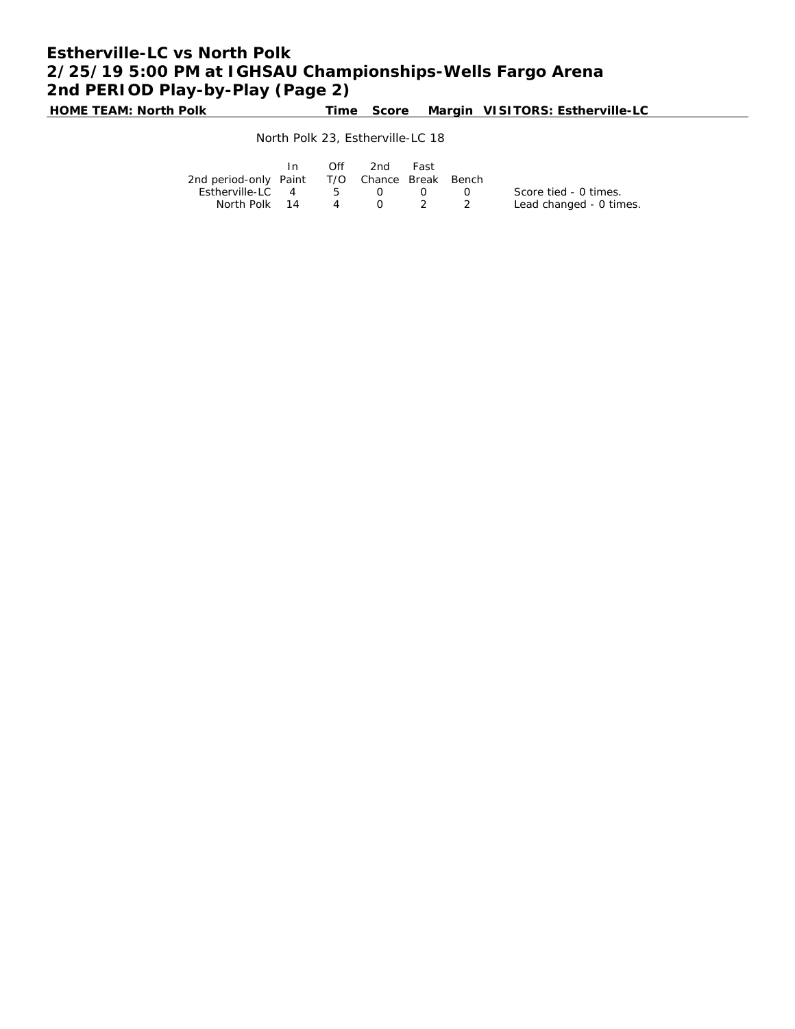# Estherville-LC vs North Polk
# 2/25/19 5:00 PM at IGHSAU Championships-Wells Fargo Arena
# 2nd PERIOD Play-by-Play (Page 2)

| HOME TEAM: North Polk | Time | Score | Margin | VISITORS: Estherville-LC |
|---|---|---|---|---|

North Polk 23, Estherville-LC 18

| 2nd period-only | In Paint | Off T/O | 2nd Chance | Fast Break | Bench |
|---|---|---|---|---|---|
| Estherville-LC | 4 | 5 | 0 | 0 | 0 |
| North Polk | 14 | 4 | 0 | 2 | 2 |

Score tied - 0 times.
Lead changed - 0 times.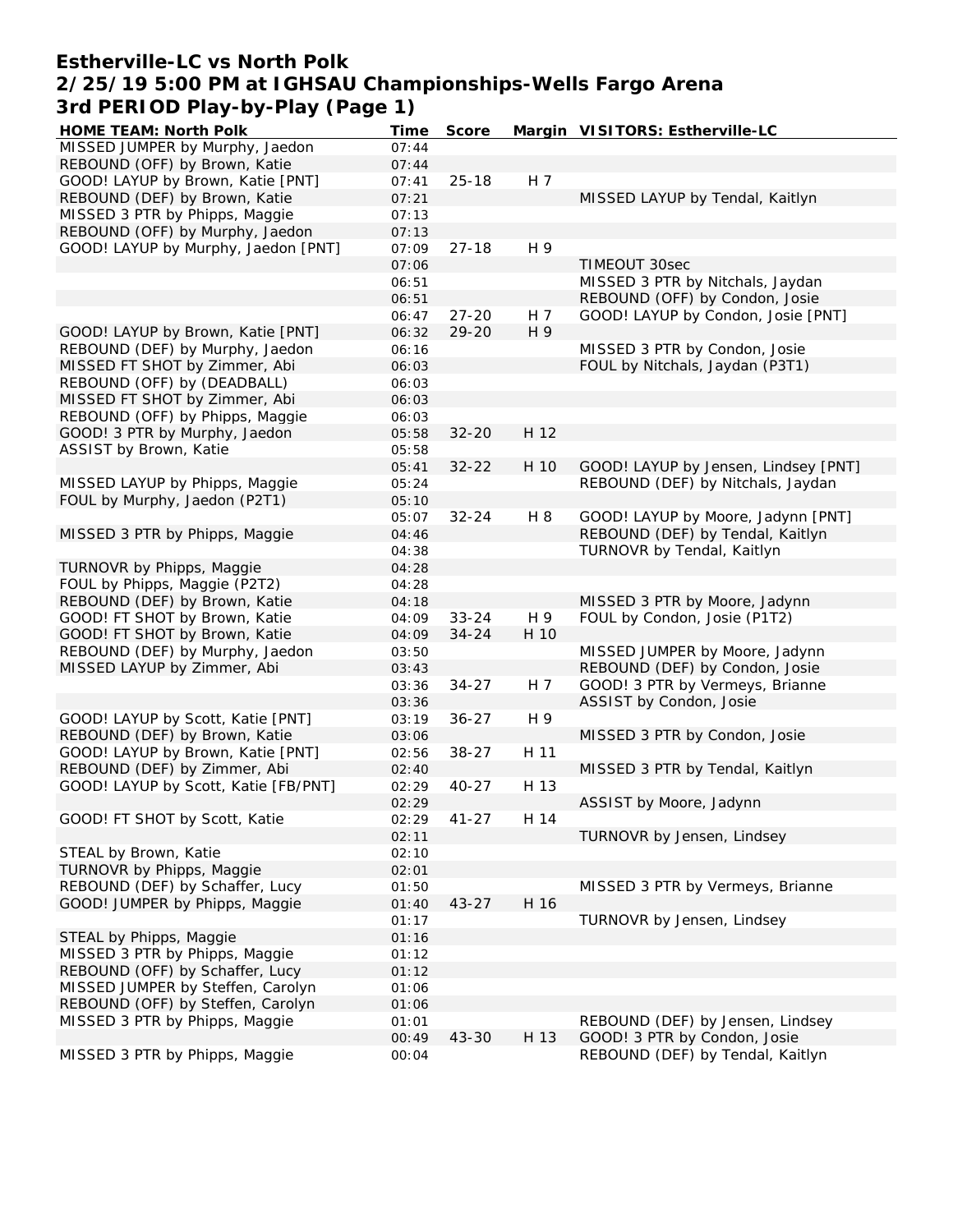# Estherville-LC vs North Polk
## 2/25/19 5:00 PM at IGHSAU Championships-Wells Fargo Arena
### 3rd PERIOD Play-by-Play (Page 1)

| HOME TEAM: North Polk | Time | Score | Margin | VISITORS: Estherville-LC |
|---|---|---|---|---|
| MISSED JUMPER by Murphy, Jaedon | 07:44 | | | |
| REBOUND (OFF) by Brown, Katie | 07:44 | | | |
| GOOD! LAYUP by Brown, Katie [PNT] | 07:41 | 25-18 | H 7 | |
| REBOUND (DEF) by Brown, Katie | 07:21 | | | MISSED LAYUP by Tendal, Kaitlyn |
| MISSED 3 PTR by Phipps, Maggie | 07:13 | | | |
| REBOUND (OFF) by Murphy, Jaedon | 07:13 | | | |
| GOOD! LAYUP by Murphy, Jaedon [PNT] | 07:09 | 27-18 | H 9 | |
| | 07:06 | | | TIMEOUT 30sec |
| | 06:51 | | | MISSED 3 PTR by Nitchals, Jaydan |
| | 06:51 | | | REBOUND (OFF) by Condon, Josie |
| | 06:47 | 27-20 | H 7 | GOOD! LAYUP by Condon, Josie [PNT] |
| GOOD! LAYUP by Brown, Katie [PNT] | 06:32 | 29-20 | H 9 | |
| REBOUND (DEF) by Murphy, Jaedon | 06:16 | | | MISSED 3 PTR by Condon, Josie |
| MISSED FT SHOT by Zimmer, Abi | 06:03 | | | FOUL by Nitchals, Jaydan (P3T1) |
| REBOUND (OFF) by (DEADBALL) | 06:03 | | | |
| MISSED FT SHOT by Zimmer, Abi | 06:03 | | | |
| REBOUND (OFF) by Phipps, Maggie | 06:03 | | | |
| GOOD! 3 PTR by Murphy, Jaedon | 05:58 | 32-20 | H 12 | |
| ASSIST by Brown, Katie | 05:58 | | | |
| | 05:41 | 32-22 | H 10 | GOOD! LAYUP by Jensen, Lindsey [PNT] |
| MISSED LAYUP by Phipps, Maggie | 05:24 | | | REBOUND (DEF) by Nitchals, Jaydan |
| FOUL by Murphy, Jaedon (P2T1) | 05:10 | | | |
| | 05:07 | 32-24 | H 8 | GOOD! LAYUP by Moore, Jadynn [PNT] |
| MISSED 3 PTR by Phipps, Maggie | 04:46 | | | REBOUND (DEF) by Tendal, Kaitlyn |
| | 04:38 | | | TURNOVR by Tendal, Kaitlyn |
| TURNOVR by Phipps, Maggie | 04:28 | | | |
| FOUL by Phipps, Maggie (P2T2) | 04:28 | | | |
| REBOUND (DEF) by Brown, Katie | 04:18 | | | MISSED 3 PTR by Moore, Jadynn |
| GOOD! FT SHOT by Brown, Katie | 04:09 | 33-24 | H 9 | FOUL by Condon, Josie (P1T2) |
| GOOD! FT SHOT by Brown, Katie | 04:09 | 34-24 | H 10 | |
| REBOUND (DEF) by Murphy, Jaedon | 03:50 | | | MISSED JUMPER by Moore, Jadynn |
| MISSED LAYUP by Zimmer, Abi | 03:43 | | | REBOUND (DEF) by Condon, Josie |
| | 03:36 | 34-27 | H 7 | GOOD! 3 PTR by Vermeys, Brianne |
| | 03:36 | | | ASSIST by Condon, Josie |
| GOOD! LAYUP by Scott, Katie [PNT] | 03:19 | 36-27 | H 9 | |
| REBOUND (DEF) by Brown, Katie | 03:06 | | | MISSED 3 PTR by Condon, Josie |
| GOOD! LAYUP by Brown, Katie [PNT] | 02:56 | 38-27 | H 11 | |
| REBOUND (DEF) by Zimmer, Abi | 02:40 | | | MISSED 3 PTR by Tendal, Kaitlyn |
| GOOD! LAYUP by Scott, Katie [FB/PNT] | 02:29 | 40-27 | H 13 | |
| | 02:29 | | | ASSIST by Moore, Jadynn |
| GOOD! FT SHOT by Scott, Katie | 02:29 | 41-27 | H 14 | |
| | 02:11 | | | TURNOVR by Jensen, Lindsey |
| STEAL by Brown, Katie | 02:10 | | | |
| TURNOVR by Phipps, Maggie | 02:01 | | | |
| REBOUND (DEF) by Schaffer, Lucy | 01:50 | | | MISSED 3 PTR by Vermeys, Brianne |
| GOOD! JUMPER by Phipps, Maggie | 01:40 | 43-27 | H 16 | |
| | 01:17 | | | TURNOVR by Jensen, Lindsey |
| STEAL by Phipps, Maggie | 01:16 | | | |
| MISSED 3 PTR by Phipps, Maggie | 01:12 | | | |
| REBOUND (OFF) by Schaffer, Lucy | 01:12 | | | |
| MISSED JUMPER by Steffen, Carolyn | 01:06 | | | |
| REBOUND (OFF) by Steffen, Carolyn | 01:06 | | | |
| MISSED 3 PTR by Phipps, Maggie | 01:01 | | | REBOUND (DEF) by Jensen, Lindsey |
| | 00:49 | 43-30 | H 13 | GOOD! 3 PTR by Condon, Josie |
| MISSED 3 PTR by Phipps, Maggie | 00:04 | | | REBOUND (DEF) by Tendal, Kaitlyn |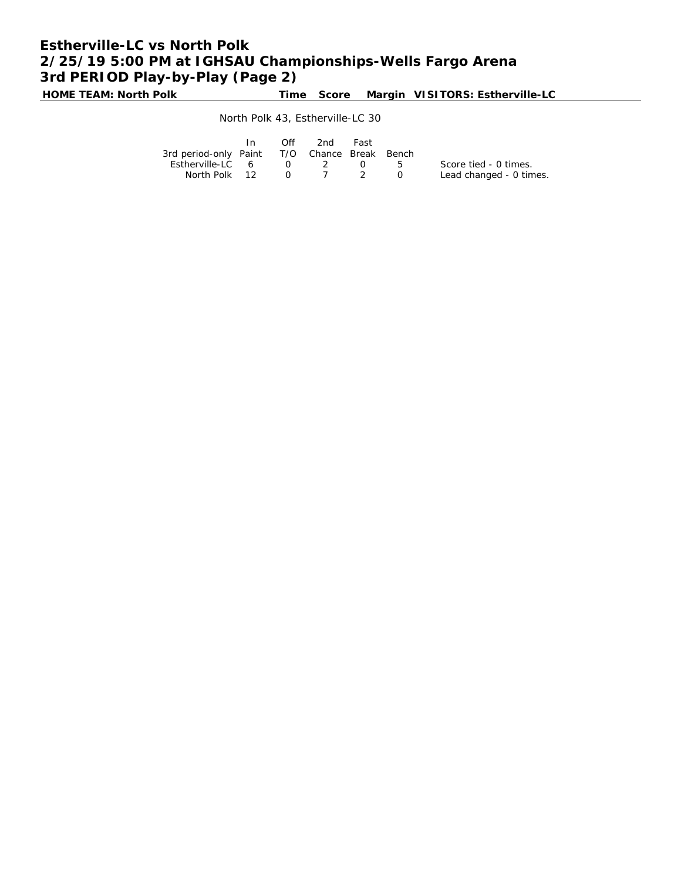# Estherville-LC vs North Polk
## 2/25/19 5:00 PM at IGHSAU Championships-Wells Fargo Arena
## 3rd PERIOD Play-by-Play (Page 2)

| HOME TEAM: North Polk | Time | Score | Margin | VISITORS: Estherville-LC |
|---|---|---|---|---|

North Polk 43, Estherville-LC 30

| 3rd period-only | In Paint | Off T/O | 2nd Chance | Fast Break | Bench |
|---|---|---|---|---|---|
| Estherville-LC | 6 | 0 | 2 | 0 | 5 |
| North Polk | 12 | 0 | 7 | 2 | 0 |

Score tied - 0 times.
Lead changed - 0 times.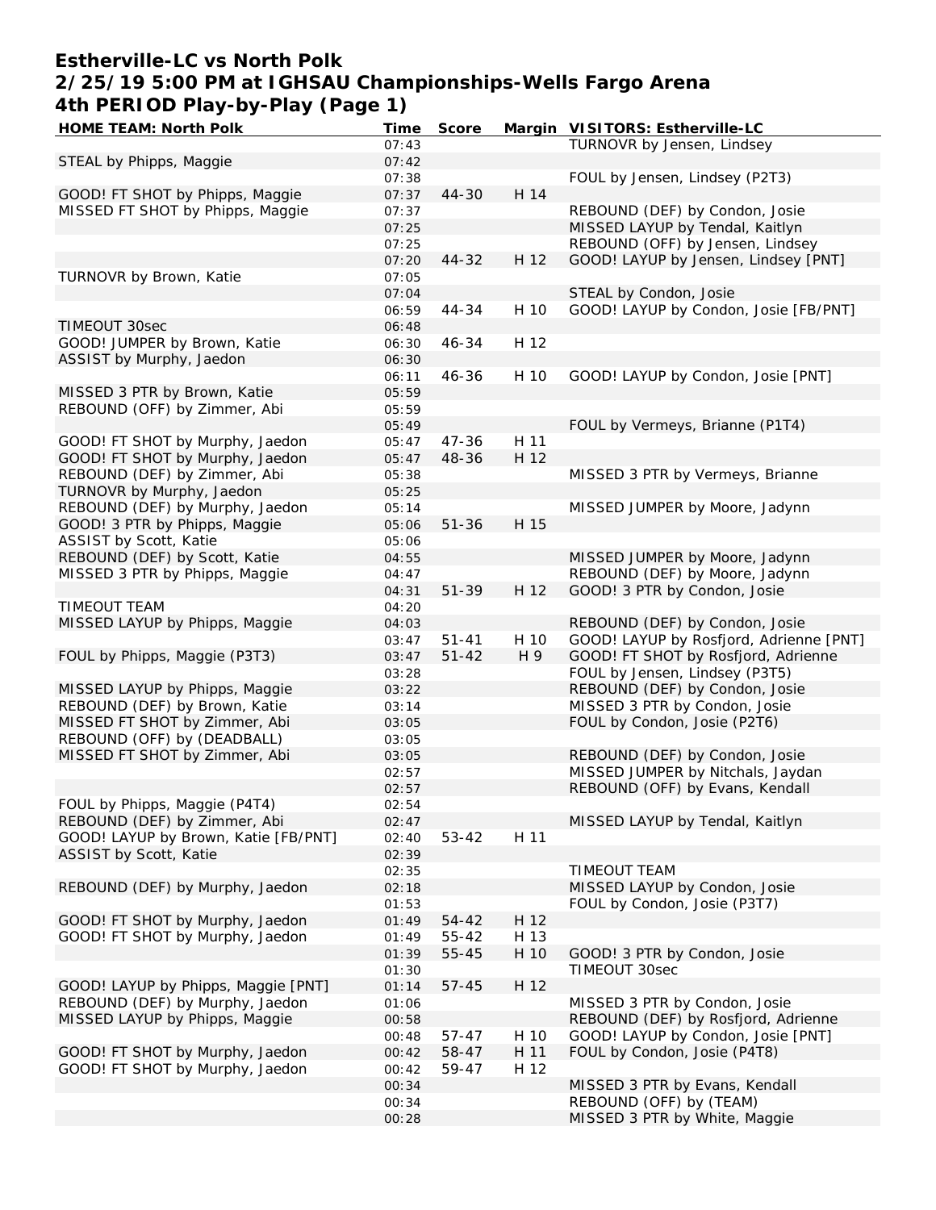# Estherville-LC vs North Polk
## 2/25/19 5:00 PM at IGHSAU Championships-Wells Fargo Arena
## 4th PERIOD Play-by-Play (Page 1)

| HOME TEAM: North Polk | Time | Score | Margin | VISITORS: Estherville-LC |
|---|---|---|---|---|
| | 07:43 | | | TURNOVR by Jensen, Lindsey |
| STEAL by Phipps, Maggie | 07:42 | | | |
| | 07:38 | | | FOUL by Jensen, Lindsey (P2T3) |
| GOOD! FT SHOT by Phipps, Maggie | 07:37 | 44-30 | H 14 | |
| MISSED FT SHOT by Phipps, Maggie | 07:37 | | | REBOUND (DEF) by Condon, Josie |
| | 07:25 | | | MISSED LAYUP by Tendal, Kaitlyn |
| | 07:25 | | | REBOUND (OFF) by Jensen, Lindsey |
| | 07:20 | 44-32 | H 12 | GOOD! LAYUP by Jensen, Lindsey [PNT] |
| TURNOVR by Brown, Katie | 07:05 | | | |
| | 07:04 | | | STEAL by Condon, Josie |
| | 06:59 | 44-34 | H 10 | GOOD! LAYUP by Condon, Josie [FB/PNT] |
| TIMEOUT 30sec | 06:48 | | | |
| GOOD! JUMPER by Brown, Katie | 06:30 | 46-34 | H 12 | |
| ASSIST by Murphy, Jaedon | 06:30 | | | |
| | 06:11 | 46-36 | H 10 | GOOD! LAYUP by Condon, Josie [PNT] |
| MISSED 3 PTR by Brown, Katie | 05:59 | | | |
| REBOUND (OFF) by Zimmer, Abi | 05:59 | | | |
| | 05:49 | | | FOUL by Vermeys, Brianne (P1T4) |
| GOOD! FT SHOT by Murphy, Jaedon | 05:47 | 47-36 | H 11 | |
| GOOD! FT SHOT by Murphy, Jaedon | 05:47 | 48-36 | H 12 | |
| REBOUND (DEF) by Zimmer, Abi | 05:38 | | | MISSED 3 PTR by Vermeys, Brianne |
| TURNOVR by Murphy, Jaedon | 05:25 | | | |
| REBOUND (DEF) by Murphy, Jaedon | 05:14 | | | MISSED JUMPER by Moore, Jadynn |
| GOOD! 3 PTR by Phipps, Maggie | 05:06 | 51-36 | H 15 | |
| ASSIST by Scott, Katie | 05:06 | | | |
| REBOUND (DEF) by Scott, Katie | 04:55 | | | MISSED JUMPER by Moore, Jadynn |
| MISSED 3 PTR by Phipps, Maggie | 04:47 | | | REBOUND (DEF) by Moore, Jadynn |
| | 04:31 | 51-39 | H 12 | GOOD! 3 PTR by Condon, Josie |
| TIMEOUT TEAM | 04:20 | | | |
| MISSED LAYUP by Phipps, Maggie | 04:03 | | | REBOUND (DEF) by Condon, Josie |
| | 03:47 | 51-41 | H 10 | GOOD! LAYUP by Rosfjord, Adrienne [PNT] |
| FOUL by Phipps, Maggie (P3T3) | 03:47 | 51-42 | H 9 | GOOD! FT SHOT by Rosfjord, Adrienne |
| | 03:28 | | | FOUL by Jensen, Lindsey (P3T5) |
| MISSED LAYUP by Phipps, Maggie | 03:22 | | | REBOUND (DEF) by Condon, Josie |
| REBOUND (DEF) by Brown, Katie | 03:14 | | | MISSED 3 PTR by Condon, Josie |
| MISSED FT SHOT by Zimmer, Abi | 03:05 | | | FOUL by Condon, Josie (P2T6) |
| REBOUND (OFF) by (DEADBALL) | 03:05 | | | |
| MISSED FT SHOT by Zimmer, Abi | 03:05 | | | REBOUND (DEF) by Condon, Josie |
| | 02:57 | | | MISSED JUMPER by Nitchals, Jaydan |
| | 02:57 | | | REBOUND (OFF) by Evans, Kendall |
| FOUL by Phipps, Maggie (P4T4) | 02:54 | | | |
| REBOUND (DEF) by Zimmer, Abi | 02:47 | | | MISSED LAYUP by Tendal, Kaitlyn |
| GOOD! LAYUP by Brown, Katie [FB/PNT] | 02:40 | 53-42 | H 11 | |
| ASSIST by Scott, Katie | 02:39 | | | |
| | 02:35 | | | TIMEOUT TEAM |
| REBOUND (DEF) by Murphy, Jaedon | 02:18 | | | MISSED LAYUP by Condon, Josie |
| | 01:53 | | | FOUL by Condon, Josie (P3T7) |
| GOOD! FT SHOT by Murphy, Jaedon | 01:49 | 54-42 | H 12 | |
| GOOD! FT SHOT by Murphy, Jaedon | 01:49 | 55-42 | H 13 | |
| | 01:39 | 55-45 | H 10 | GOOD! 3 PTR by Condon, Josie |
| | 01:30 | | | TIMEOUT 30sec |
| GOOD! LAYUP by Phipps, Maggie [PNT] | 01:14 | 57-45 | H 12 | |
| REBOUND (DEF) by Murphy, Jaedon | 01:06 | | | MISSED 3 PTR by Condon, Josie |
| MISSED LAYUP by Phipps, Maggie | 00:58 | | | REBOUND (DEF) by Rosfjord, Adrienne |
| | 00:48 | 57-47 | H 10 | GOOD! LAYUP by Condon, Josie [PNT] |
| GOOD! FT SHOT by Murphy, Jaedon | 00:42 | 58-47 | H 11 | FOUL by Condon, Josie (P4T8) |
| GOOD! FT SHOT by Murphy, Jaedon | 00:42 | 59-47 | H 12 | |
| | 00:34 | | | MISSED 3 PTR by Evans, Kendall |
| | 00:34 | | | REBOUND (OFF) by (TEAM) |
| | 00:28 | | | MISSED 3 PTR by White, Maggie |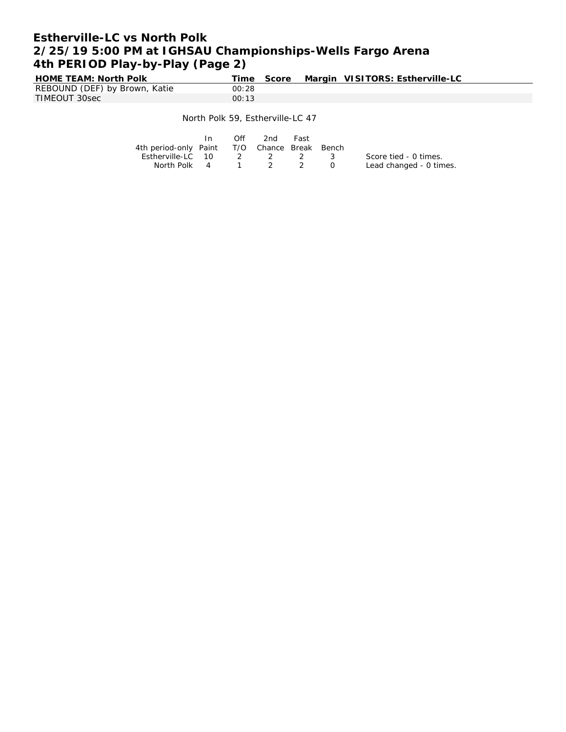# Estherville-LC vs North Polk
## 2/25/19 5:00 PM at IGHSAU Championships-Wells Fargo Arena
## 4th PERIOD Play-by-Play (Page 2)

| HOME TEAM: North Polk | Time | Score | Margin | VISITORS: Estherville-LC |
|---|---|---|---|---|
| REBOUND (DEF) by Brown, Katie | 00:28 | | | |
| TIMEOUT 30sec | 00:13 | | | |

North Polk 59, Estherville-LC 47

| 4th period-only | In Paint | Off T/O | 2nd Chance | Fast Break | Bench | |
|---|---|---|---|---|---|---|
| Estherville-LC | 10 | 2 | 2 | 2 | 3 | Score tied - 0 times. |
| North Polk | 4 | 1 | 2 | 2 | 0 | Lead changed - 0 times. |